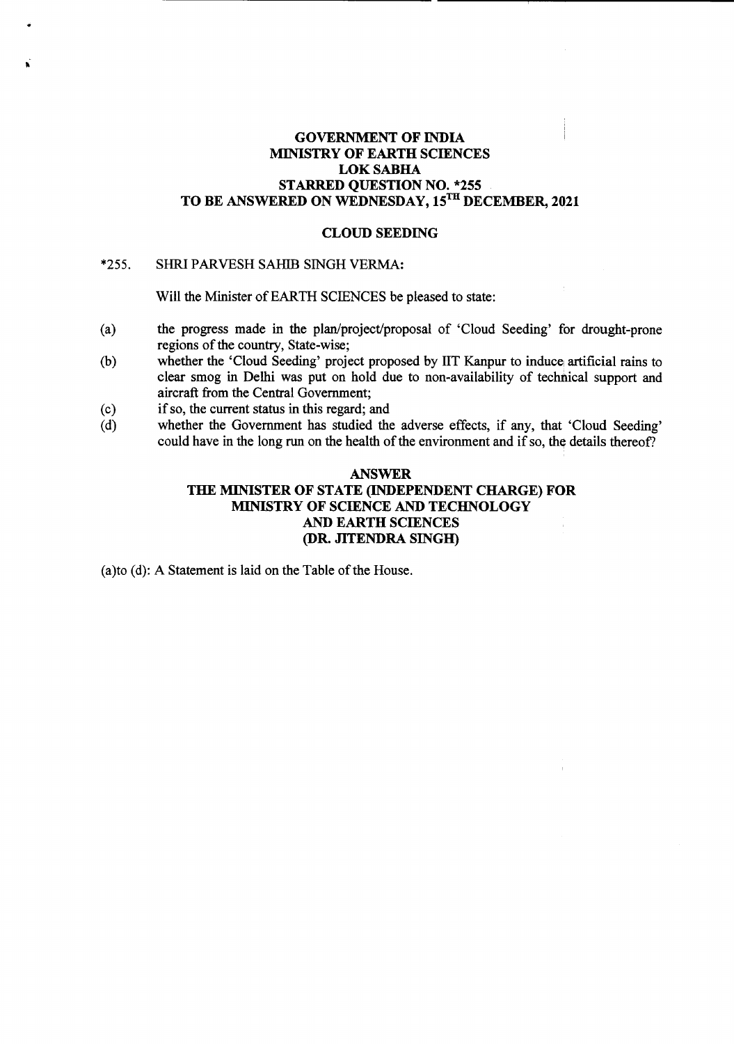# GOVERNMENT OF INDIA
# MINISTRY OF EARTH SCIENCES
# LOK SABHA
## STARRED QUESTION NO. *255
## TO BE ANSWERED ON WEDNESDAY, 15TH DECEMBER, 2021

### CLOUD SEEDING

*255. SHRI PARVESH SAHIB SINGH VERMA:

Will the Minister of EARTH SCIENCES be pleased to state:

(a) the progress made in the plan/project/proposal of 'Cloud Seeding' for drought-prone regions of the country, State-wise;

(b) whether the 'Cloud Seeding' project proposed by IIT Kanpur to induce artificial rains to clear smog in Delhi was put on hold due to non-availability of technical support and aircraft from the Central Government;

(c) if so, the current status in this regard; and

(d) whether the Government has studied the adverse effects, if any, that 'Cloud Seeding' could have in the long run on the health of the environment and if so, the details thereof?

### ANSWER
### THE MINISTER OF STATE (INDEPENDENT CHARGE) FOR MINISTRY OF SCIENCE AND TECHNOLOGY AND EARTH SCIENCES
### (DR. JITENDRA SINGH)

(a)to (d): A Statement is laid on the Table of the House.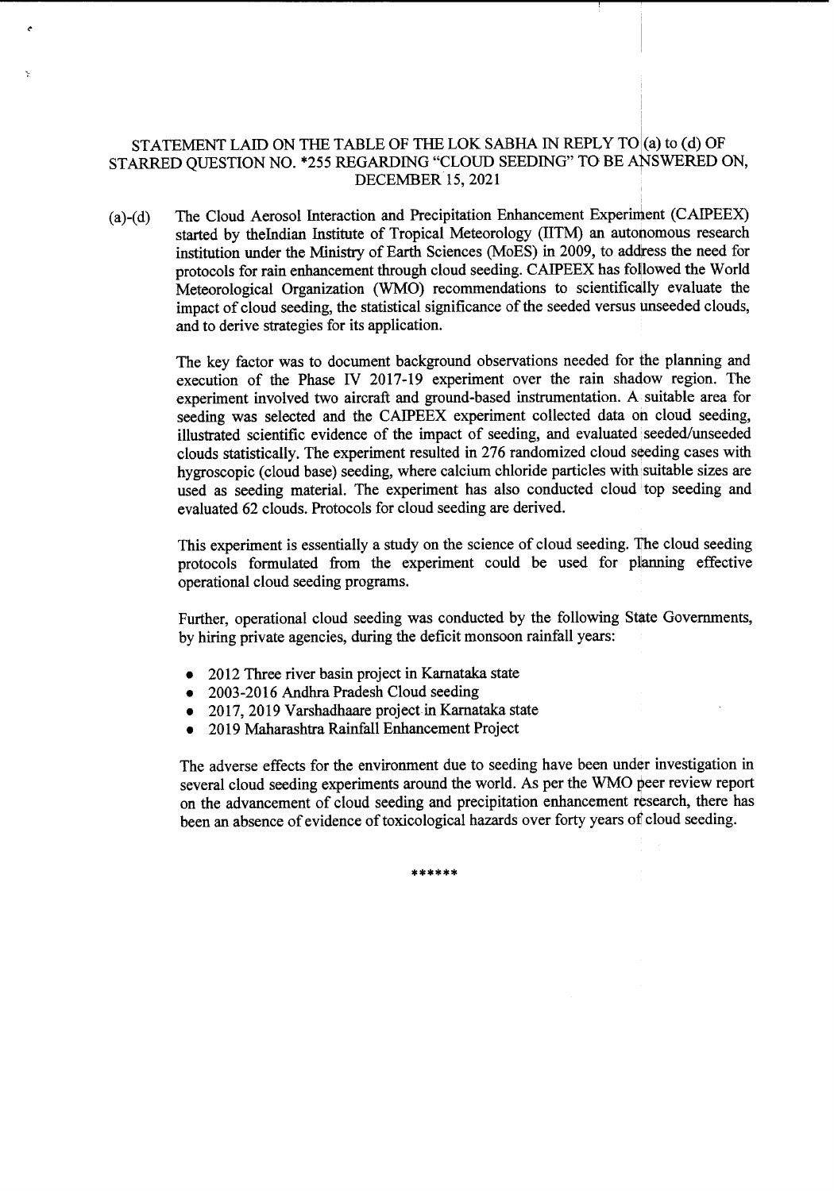STATEMENT LAID ON THE TABLE OF THE LOK SABHA IN REPLY TO (a) to (d) OF STARRED QUESTION NO. *255 REGARDING "CLOUD SEEDING" TO BE ANSWERED ON, DECEMBER 15, 2021

(a)-(d) The Cloud Aerosol Interaction and Precipitation Enhancement Experiment (CAIPEEX) started by theIndian Institute of Tropical Meteorology (IITM) an autonomous research institution under the Ministry of Earth Sciences (MoES) in 2009, to address the need for protocols for rain enhancement through cloud seeding. CAIPEEX has followed the World Meteorological Organization (WMO) recommendations to scientifically evaluate the impact of cloud seeding, the statistical significance of the seeded versus unseeded clouds, and to derive strategies for its application.

The key factor was to document background observations needed for the planning and execution of the Phase IV 2017-19 experiment over the rain shadow region. The experiment involved two aircraft and ground-based instrumentation. A suitable area for seeding was selected and the CAIPEEX experiment collected data on cloud seeding, illustrated scientific evidence of the impact of seeding, and evaluated seeded/unseeded clouds statistically. The experiment resulted in 276 randomized cloud seeding cases with hygroscopic (cloud base) seeding, where calcium chloride particles with suitable sizes are used as seeding material. The experiment has also conducted cloud top seeding and evaluated 62 clouds. Protocols for cloud seeding are derived.

This experiment is essentially a study on the science of cloud seeding. The cloud seeding protocols formulated from the experiment could be used for planning effective operational cloud seeding programs.

Further, operational cloud seeding was conducted by the following State Governments, by hiring private agencies, during the deficit monsoon rainfall years:

- 2012 Three river basin project in Karnataka state
- 2003-2016 Andhra Pradesh Cloud seeding
- 2017, 2019 Varshadhaare project in Karnataka state
- 2019 Maharashtra Rainfall Enhancement Project

The adverse effects for the environment due to seeding have been under investigation in several cloud seeding experiments around the world. As per the WMO peer review report on the advancement of cloud seeding and precipitation enhancement research, there has been an absence of evidence of toxicological hazards over forty years of cloud seeding.

******